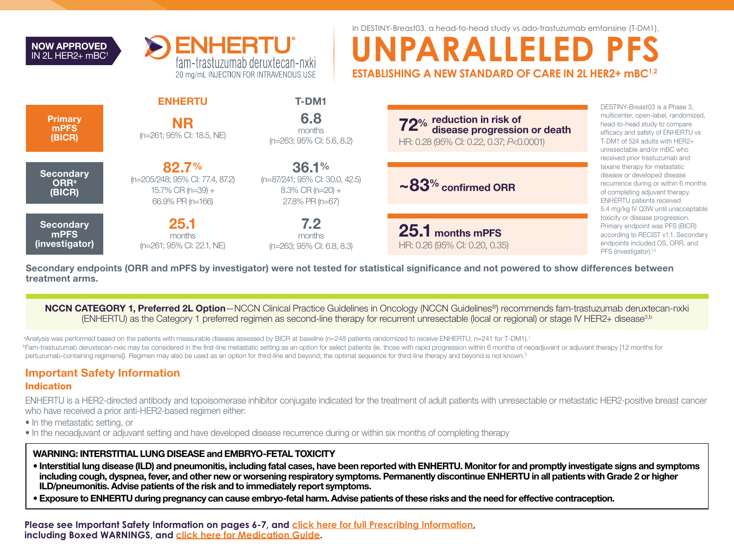**NOW APPROVED** IN 2L HER2+ mBC[1]

# ENHERTU®
fam-trastuzumab deruxtecan-nxki
20 mg/mL INJECTION FOR INTRAVENOUS USE

In DESTINY-Breast03, a head-to-head study vs ado-trastuzumab emtansine (T-DM1),

# UNPARALLELED PFS

## ESTABLISHING A NEW STANDARD OF CARE IN 2L HER2+ mBC[1,2]

| | ENHERTU | T-DM1 |
|---|---|---|
| **Primary mPFS (BICR)** | **NR** (n=261; 95% CI: 18.5, NE) | **6.8** months (n=263; 95% CI: 5.6, 8.2) |
| **Secondary ORR[a] (BICR)** | **82.7%** (n=205/248; 95% CI: 77.4, 87.2) 15.7% CR (n=39) + 66.9% PR (n=166) | **36.1%** (n=87/241; 95% CI: 30.0, 42.5) 8.3% CR (n=20) + 27.8% PR (n=67) |
| **Secondary mPFS (investigator)** | **25.1** months (n=261; 95% CI: 22.1, NE) | **7.2** months (n=263; 95% CI: 6.8, 8.3) |

**72%** **reduction in risk of disease progression or death**
HR: 0.28 (95% CI: 0.22, 0.37; $P$<0.0001)

**~83% confirmed ORR**

**25.1 months mPFS**
HR: 0.26 (95% CI: 0.20, 0.35)

DESTINY-Breast03 is a Phase 3, multicenter, open-label, randomized, head-to-head study to compare efficacy and safety of ENHERTU vs T-DM1 of 524 adults with HER2+ unresectable and/or mBC who received prior trastuzumab and taxane therapy for metastatic disease or developed disease recurrence during or within 6 months of completing adjuvant therapy. ENHERTU patients received 5.4 mg/kg IV Q3W until unacceptable toxicity or disease progression. Primary endpoint was PFS (BICR) according to RECIST v1.1. Secondary endpoints included OS, ORR, and PFS (investigator).[1,2]

**Secondary endpoints (ORR and mPFS by investigator) were not tested for statistical significance and not powered to show differences between treatment arms.**

**NCCN CATEGORY 1, Preferred 2L Option**—NCCN Clinical Practice Guidelines in Oncology (NCCN Guidelines®) recommends fam-trastuzumab deruxtecan-nxki (ENHERTU) as the Category 1 preferred regimen as second-line therapy for recurrent unresectable (local or regional) or stage IV HER2+ disease[3,b]

[a]Analysis was performed based on the patients with measurable disease assessed by BICR at baseline (n=248 patients randomized to receive ENHERTU; n=241 for T-DM1).[1]

[b]Fam-trastuzumab deruxtecan-nxki may be considered in the first-line metastatic setting as an option for select patients (ie, those with rapid progression within 6 months of neoadjuvant or adjuvant therapy [12 months for pertuzumab-containing regimens]). Regimen may also be used as an option for third-line and beyond; the optimal sequence for third-line therapy and beyond is not known.[3]

## Important Safety Information

### Indication

ENHERTU is a HER2-directed antibody and topoisomerase inhibitor conjugate indicated for the treatment of adult patients with unresectable or metastatic HER2-positive breast cancer who have received a prior anti-HER2-based regimen either:

- In the metastatic setting, or
- In the neoadjuvant or adjuvant setting and have developed disease recurrence during or within six months of completing therapy

**WARNING: INTERSTITIAL LUNG DISEASE and EMBRYO-FETAL TOXICITY**

- **Interstitial lung disease (ILD) and pneumonitis, including fatal cases, have been reported with ENHERTU. Monitor for and promptly investigate signs and symptoms including cough, dyspnea, fever, and other new or worsening respiratory symptoms. Permanently discontinue ENHERTU in all patients with Grade 2 or higher ILD/pneumonitis. Advise patients of the risk and to immediately report symptoms.**
- **Exposure to ENHERTU during pregnancy can cause embryo-fetal harm. Advise patients of these risks and the need for effective contraception.**

**Please see Important Safety Information on pages 6-7, and click here for full Prescribing Information, including Boxed WARNINGS, and click here for Medication Guide.**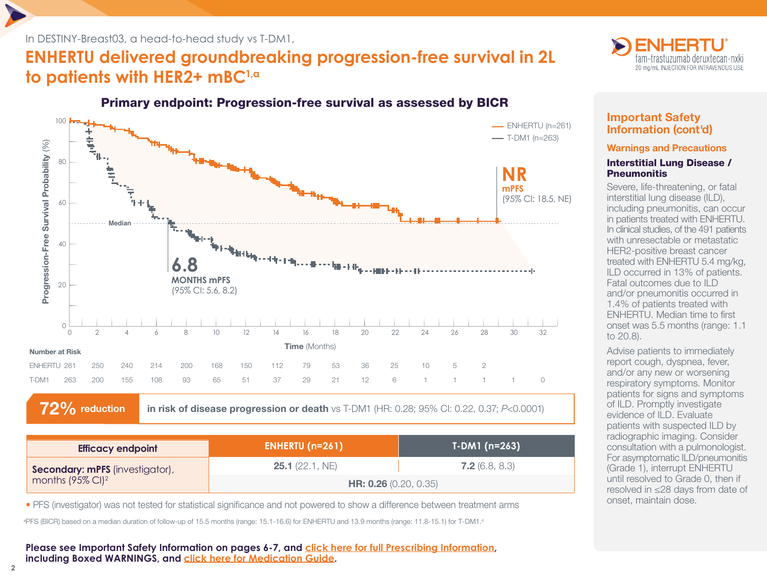In DESTINY-Breast03, a head-to-head study vs T-DM1,

# ENHERTU delivered groundbreaking progression-free survival in 2L to patients with HER2+ mBC[1,a]

## Primary endpoint: Progression-free survival as assessed by BICR

ENHERTU (n=261)
T-DM1 (n=263)

**NR** mPFS (95% CI: 18.5, NE)

**6.8** MONTHS mPFS (95% CI: 5.6, 8.2)

Median

Progression-Free Survival Probability (%)

Time (Months)

**Number at Risk**

| Time (Months) | 0 | 2 | 4 | 6 | 8 | 10 | 12 | 14 | 16 | 18 | 20 | 22 | 24 | 26 | 28 | 30 | 32 |
|---|---|---|---|---|---|---|---|---|---|---|---|---|---|---|---|---|---|
| ENHERTU | 261 | 250 | 240 | 214 | 200 | 168 | 150 | 112 | 79 | 53 | 36 | 25 | 10 | 5 | 2 | | |
| T-DM1 | 263 | 200 | 155 | 108 | 93 | 65 | 51 | 37 | 29 | 21 | 12 | 6 | 1 | 1 | 1 | 1 | 0 |

**72% reduction** **in risk of disease progression or death** vs T-DM1 (HR: 0.28; 95% CI: 0.22, 0.37; *P*<0.0001)

| Efficacy endpoint | ENHERTU (n=261) | T-DM1 (n=263) |
|---|---|---|
| **Secondary: mPFS** (investigator), months (95% CI)[2] | **25.1** (22.1, NE) | **7.2** (6.8, 8.3) |
| | **HR: 0.26** (0.20, 0.35) | |

- PFS (investigator) was not tested for statistical significance and not powered to show a difference between treatment arms

[a]PFS (BICR) based on a median duration of follow-up of 15.5 months (range: 15.1-16.6) for ENHERTU and 13.9 months (range: 11.8-15.1) for T-DM1.[4]

**Please see Important Safety Information on pages 6-7, and click here for full Prescribing Information, including Boxed WARNINGS, and click here for Medication Guide.**

## Important Safety Information (cont'd)

### Warnings and Precautions

#### Interstitial Lung Disease / Pneumonitis

Severe, life-threatening, or fatal interstitial lung disease (ILD), including pneumonitis, can occur in patients treated with ENHERTU. In clinical studies, of the 491 patients with unresectable or metastatic HER2-positive breast cancer treated with ENHERTU 5.4 mg/kg, ILD occurred in 13% of patients. Fatal outcomes due to ILD and/or pneumonitis occurred in 1.4% of patients treated with ENHERTU. Median time to first onset was 5.5 months (range: 1.1 to 20.8).

Advise patients to immediately report cough, dyspnea, fever, and/or any new or worsening respiratory symptoms. Monitor patients for signs and symptoms of ILD. Promptly investigate evidence of ILD. Evaluate patients with suspected ILD by radiographic imaging. Consider consultation with a pulmonologist. For asymptomatic ILD/pneumonitis (Grade 1), interrupt ENHERTU until resolved to Grade 0, then if resolved in ≤28 days from date of onset, maintain dose.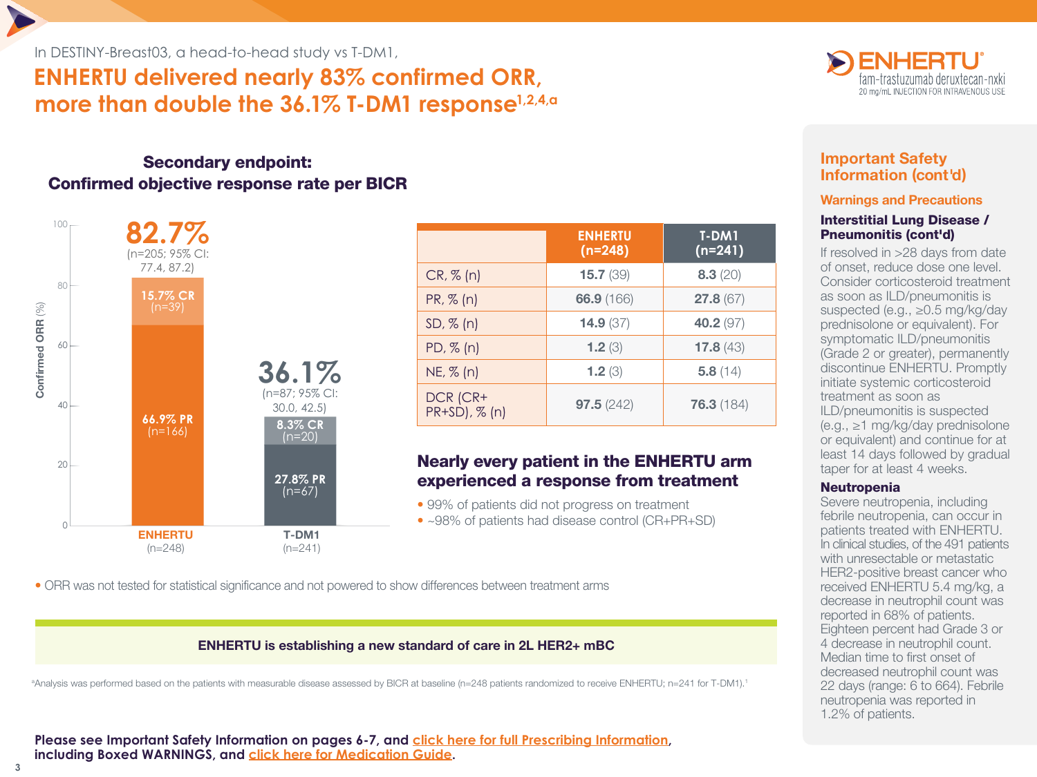In DESTINY-Breast03, a head-to-head study vs T-DM1,

# ENHERTU delivered nearly 83% confirmed ORR, more than double the 36.1% T-DM1 response[1,2,4,a]

## Secondary endpoint: Confirmed objective response rate per BICR

Confirmed ORR (%)

**ENHERTU (n=248): 82.7%** (n=205; 95% CI: 77.4, 87.2)
- 15.7% CR (n=39)
- 66.9% PR (n=166)

**T-DM1 (n=241): 36.1%** (n=87; 95% CI: 30.0, 42.5)
- 8.3% CR (n=20)
- 27.8% PR (n=67)

| | ENHERTU (n=248) | T-DM1 (n=241) |
|---|---|---|
| CR, % (n) | **15.7** (39) | **8.3** (20) |
| PR, % (n) | **66.9** (166) | **27.8** (67) |
| SD, % (n) | **14.9** (37) | **40.2** (97) |
| PD, % (n) | **1.2** (3) | **17.8** (43) |
| NE, % (n) | **1.2** (3) | **5.8** (14) |
| DCR (CR+PR+SD), % (n) | **97.5** (242) | **76.3** (184) |

### Nearly every patient in the ENHERTU arm experienced a response from treatment

- 99% of patients did not progress on treatment
- ~98% of patients had disease control (CR+PR+SD)

- ORR was not tested for statistical significance and not powered to show differences between treatment arms

**ENHERTU is establishing a new standard of care in 2L HER2+ mBC**

[a]Analysis was performed based on the patients with measurable disease assessed by BICR at baseline (n=248 patients randomized to receive ENHERTU; n=241 for T-DM1).[1]

**Please see Important Safety Information on pages 6-7, and click here for full Prescribing Information, including Boxed WARNINGS, and click here for Medication Guide.**

## Important Safety Information (cont'd)

### Warnings and Precautions

**Interstitial Lung Disease / Pneumonitis (cont'd)**

If resolved in >28 days from date of onset, reduce dose one level. Consider corticosteroid treatment as soon as ILD/pneumonitis is suspected (e.g., ≥0.5 mg/kg/day prednisolone or equivalent). For symptomatic ILD/pneumonitis (Grade 2 or greater), permanently discontinue ENHERTU. Promptly initiate systemic corticosteroid treatment as soon as ILD/pneumonitis is suspected (e.g., ≥1 mg/kg/day prednisolone or equivalent) and continue for at least 14 days followed by gradual taper for at least 4 weeks.

**Neutropenia**

Severe neutropenia, including febrile neutropenia, can occur in patients treated with ENHERTU. In clinical studies, of the 491 patients with unresectable or metastatic HER2-positive breast cancer who received ENHERTU 5.4 mg/kg, a decrease in neutrophil count was reported in 68% of patients. Eighteen percent had Grade 3 or 4 decrease in neutrophil count. Median time to first onset of decreased neutrophil count was 22 days (range: 6 to 664). Febrile neutropenia was reported in 1.2% of patients.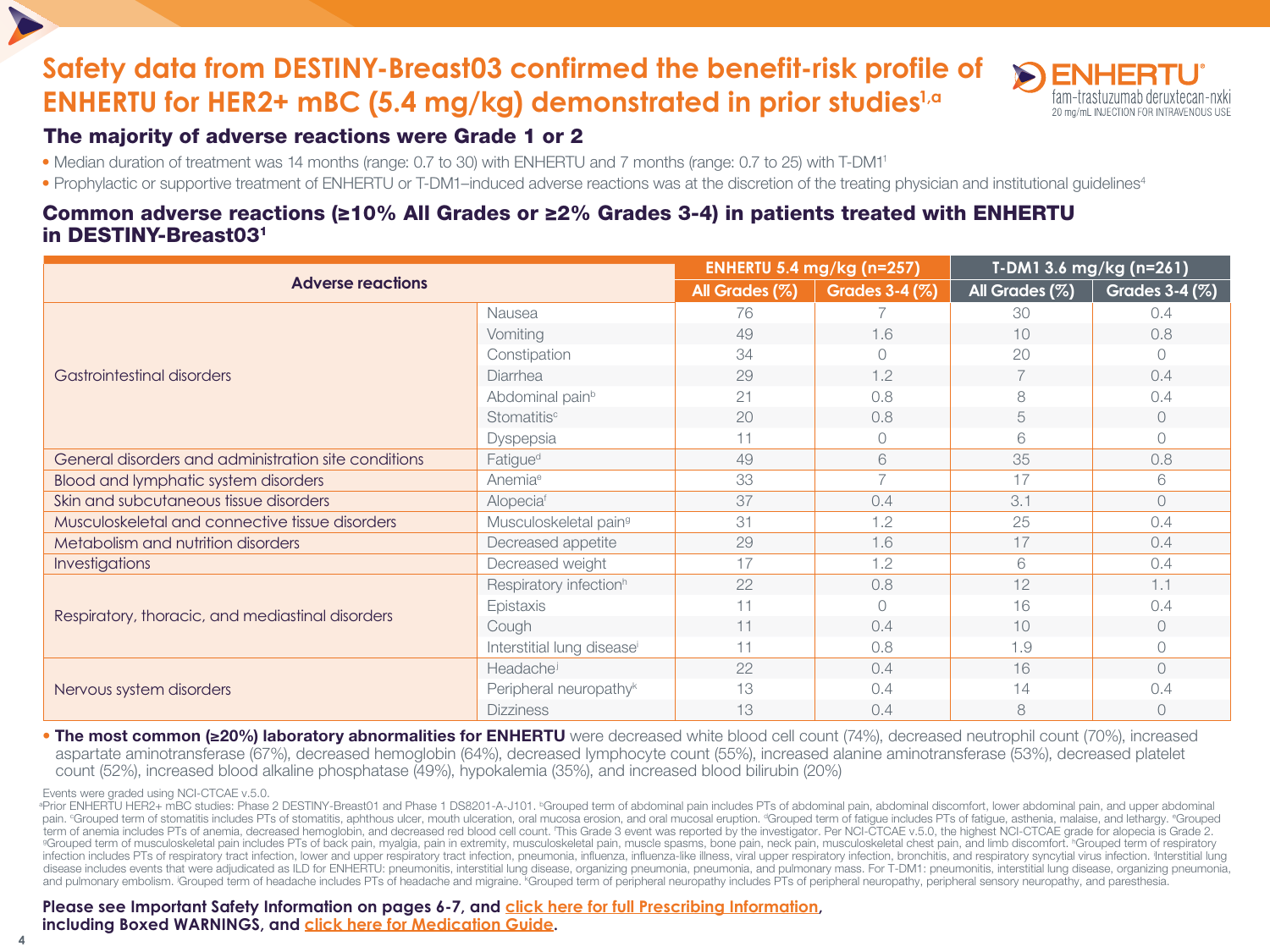# Safety data from DESTINY-Breast03 confirmed the benefit-risk profile of ENHERTU for HER2+ mBC (5.4 mg/kg) demonstrated in prior studies[1,a]

ENHERTU® fam-trastuzumab deruxtecan-nxki 20 mg/mL INJECTION FOR INTRAVENOUS USE

## The majority of adverse reactions were Grade 1 or 2

- Median duration of treatment was 14 months (range: 0.7 to 30) with ENHERTU and 7 months (range: 0.7 to 25) with T-DM1[1]
- Prophylactic or supportive treatment of ENHERTU or T-DM1–induced adverse reactions was at the discretion of the treating physician and institutional guidelines[4]

## Common adverse reactions (≥10% All Grades or ≥2% Grades 3-4) in patients treated with ENHERTU in DESTINY-Breast03[1]

| Adverse reactions | | ENHERTU 5.4 mg/kg (n=257) | | T-DM1 3.6 mg/kg (n=261) | |
|---|---|---|---|---|---|
| | | All Grades (%) | Grades 3-4 (%) | All Grades (%) | Grades 3-4 (%) |
| Gastrointestinal disorders | Nausea | 76 | 7 | 30 | 0.4 |
| | Vomiting | 49 | 1.6 | 10 | 0.8 |
| | Constipation | 34 | 0 | 20 | 0 |
| | Diarrhea | 29 | 1.2 | 7 | 0.4 |
| | Abdominal pain[b] | 21 | 0.8 | 8 | 0.4 |
| | Stomatitis[c] | 20 | 0.8 | 5 | 0 |
| | Dyspepsia | 11 | 0 | 6 | 0 |
| General disorders and administration site conditions | Fatigue[d] | 49 | 6 | 35 | 0.8 |
| Blood and lymphatic system disorders | Anemia[e] | 33 | 7 | 17 | 6 |
| Skin and subcutaneous tissue disorders | Alopecia[f] | 37 | 0.4 | 3.1 | 0 |
| Musculoskeletal and connective tissue disorders | Musculoskeletal pain[g] | 31 | 1.2 | 25 | 0.4 |
| Metabolism and nutrition disorders | Decreased appetite | 29 | 1.6 | 17 | 0.4 |
| Investigations | Decreased weight | 17 | 1.2 | 6 | 0.4 |
| Respiratory, thoracic, and mediastinal disorders | Respiratory infection[h] | 22 | 0.8 | 12 | 1.1 |
| | Epistaxis | 11 | 0 | 16 | 0.4 |
| | Cough | 11 | 0.4 | 10 | 0 |
| | Interstitial lung disease[i] | 11 | 0.8 | 1.9 | 0 |
| Nervous system disorders | Headache[j] | 22 | 0.4 | 16 | 0 |
| | Peripheral neuropathy[k] | 13 | 0.4 | 14 | 0.4 |
| | Dizziness | 13 | 0.4 | 8 | 0 |

- **The most common (≥20%) laboratory abnormalities for ENHERTU** were decreased white blood cell count (74%), decreased neutrophil count (70%), increased aspartate aminotransferase (67%), decreased hemoglobin (64%), decreased lymphocyte count (55%), increased alanine aminotransferase (53%), decreased platelet count (52%), increased blood alkaline phosphatase (49%), hypokalemia (35%), and increased blood bilirubin (20%)

Events were graded using NCI-CTCAE v.5.0.

[a]Prior ENHERTU HER2+ mBC studies: Phase 2 DESTINY-Breast01 and Phase 1 DS8201-A-J101. [b]Grouped term of abdominal pain includes PTs of abdominal pain, abdominal discomfort, lower abdominal pain, and upper abdominal pain. [c]Grouped term of stomatitis includes PTs of stomatitis, aphthous ulcer, mouth ulceration, oral mucosa erosion, and oral mucosal eruption. [d]Grouped term of fatigue includes PTs of fatigue, asthenia, malaise, and lethargy. [e]Grouped term of anemia includes PTs of anemia, decreased hemoglobin, and decreased red blood cell count. [f]This Grade 3 event was reported by the investigator. Per NCI-CTCAE v.5.0, the highest NCI-CTCAE grade for alopecia is Grade 2. [g]Grouped term of musculoskeletal pain includes PTs of back pain, myalgia, pain in extremity, musculoskeletal pain, muscle spasms, bone pain, neck pain, musculoskeletal chest pain, and limb discomfort. [h]Grouped term of respiratory infection includes PTs of respiratory tract infection, lower and upper respiratory tract infection, pneumonia, influenza, influenza-like illness, viral upper respiratory infection, bronchitis, and respiratory syncytial virus infection. [i]Interstitial lung disease includes events that were adjudicated as ILD for ENHERTU: pneumonitis, interstitial lung disease, organizing pneumonia, pneumonia, and pulmonary mass. For T-DM1: pneumonitis, interstitial lung disease, organizing pneumonia, and pulmonary embolism. [j]Grouped term of headache includes PTs of headache and migraine. [k]Grouped term of peripheral neuropathy includes PTs of peripheral neuropathy, peripheral sensory neuropathy, and paresthesia.

**Please see Important Safety Information on pages 6-7, and click here for full Prescribing Information, including Boxed WARNINGS, and click here for Medication Guide.**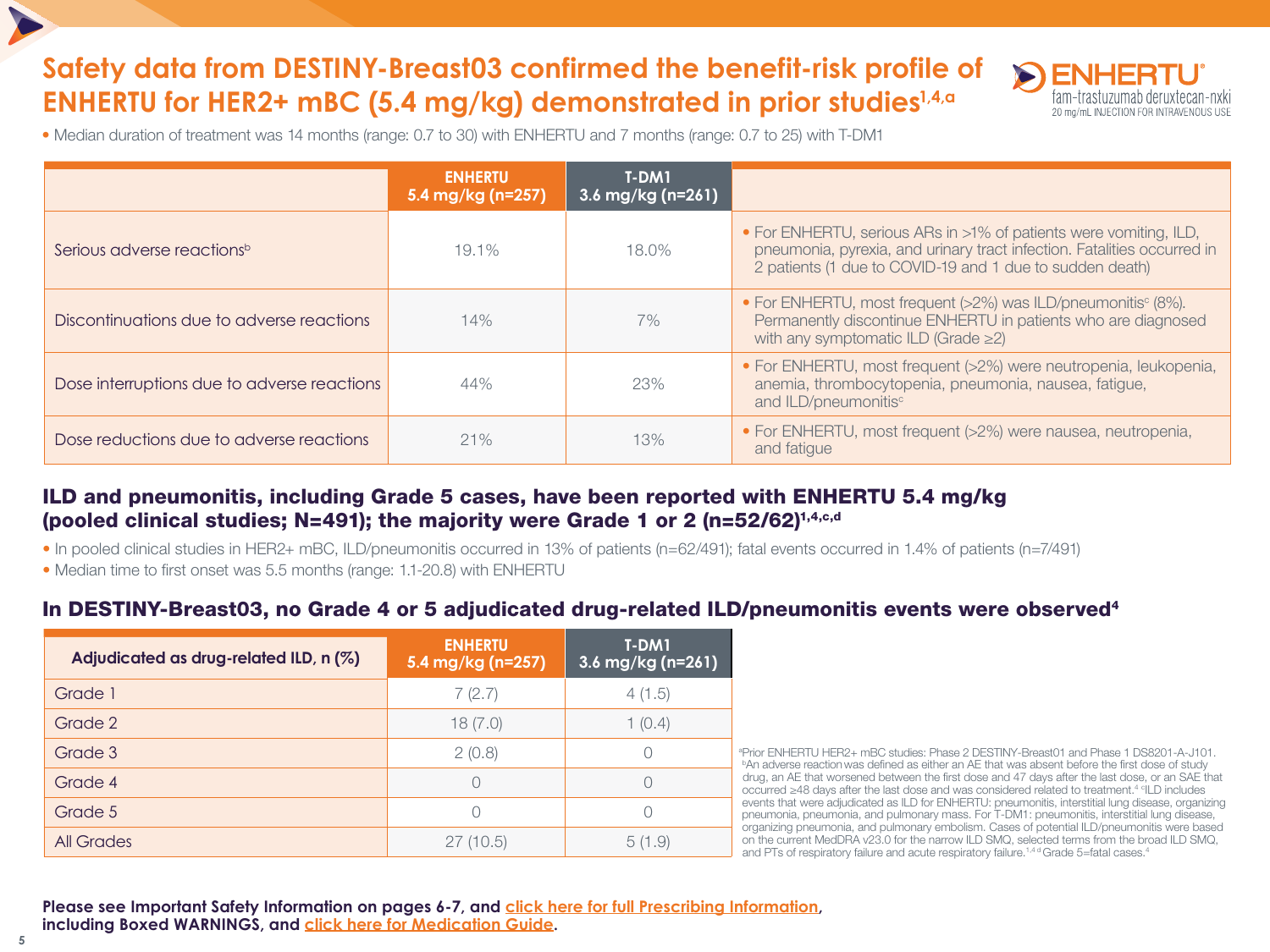# Safety data from DESTINY-Breast03 confirmed the benefit-risk profile of ENHERTU for HER2+ mBC (5.4 mg/kg) demonstrated in prior studies[1,4,a]

ENHERTU® fam-trastuzumab deruxtecan-nxki 20 mg/mL INJECTION FOR INTRAVENOUS USE

- Median duration of treatment was 14 months (range: 0.7 to 30) with ENHERTU and 7 months (range: 0.7 to 25) with T-DM1

| | ENHERTU 5.4 mg/kg (n=257) | T-DM1 3.6 mg/kg (n=261) | |
|---|---|---|---|
| Serious adverse reactions[b] | 19.1% | 18.0% | • For ENHERTU, serious ARs in >1% of patients were vomiting, ILD, pneumonia, pyrexia, and urinary tract infection. Fatalities occurred in 2 patients (1 due to COVID-19 and 1 due to sudden death) |
| Discontinuations due to adverse reactions | 14% | 7% | • For ENHERTU, most frequent (>2%) was ILD/pneumonitis[c] (8%). Permanently discontinue ENHERTU in patients who are diagnosed with any symptomatic ILD (Grade ≥2) |
| Dose interruptions due to adverse reactions | 44% | 23% | • For ENHERTU, most frequent (>2%) were neutropenia, leukopenia, anemia, thrombocytopenia, pneumonia, nausea, fatigue, and ILD/pneumonitis[c] |
| Dose reductions due to adverse reactions | 21% | 13% | • For ENHERTU, most frequent (>2%) were nausea, neutropenia, and fatigue |

## ILD and pneumonitis, including Grade 5 cases, have been reported with ENHERTU 5.4 mg/kg (pooled clinical studies; N=491); the majority were Grade 1 or 2 (n=52/62)[1,4,c,d]

- In pooled clinical studies in HER2+ mBC, ILD/pneumonitis occurred in 13% of patients (n=62/491); fatal events occurred in 1.4% of patients (n=7/491)
- Median time to first onset was 5.5 months (range: 1.1-20.8) with ENHERTU

## In DESTINY-Breast03, no Grade 4 or 5 adjudicated drug-related ILD/pneumonitis events were observed[4]

| Adjudicated as drug-related ILD, n (%) | ENHERTU 5.4 mg/kg (n=257) | T-DM1 3.6 mg/kg (n=261) |
|---|---|---|
| Grade 1 | 7 (2.7) | 4 (1.5) |
| Grade 2 | 18 (7.0) | 1 (0.4) |
| Grade 3 | 2 (0.8) | 0 |
| Grade 4 | 0 | 0 |
| Grade 5 | 0 | 0 |
| All Grades | 27 (10.5) | 5 (1.9) |

[a]Prior ENHERTU HER2+ mBC studies: Phase 2 DESTINY-Breast01 and Phase 1 DS8201-A-J101. [b]An adverse reaction was defined as either an AE that was absent before the first dose of study drug, an AE that worsened between the first dose and 47 days after the last dose, or an SAE that occurred ≥48 days after the last dose and was considered related to treatment.[4] [c]ILD includes events that were adjudicated as ILD for ENHERTU: pneumonitis, interstitial lung disease, organizing pneumonia, pneumonia, and pulmonary mass. For T-DM1: pneumonitis, interstitial lung disease, organizing pneumonia, and pulmonary embolism. Cases of potential ILD/pneumonitis were based on the current MedDRA v23.0 for the narrow ILD SMQ, selected terms from the broad ILD SMQ, and PTs of respiratory failure and acute respiratory failure.[1,4] [d]Grade 5=fatal cases.[4]

**Please see Important Safety Information on pages 6-7, and click here for full Prescribing Information, including Boxed WARNINGS, and click here for Medication Guide.**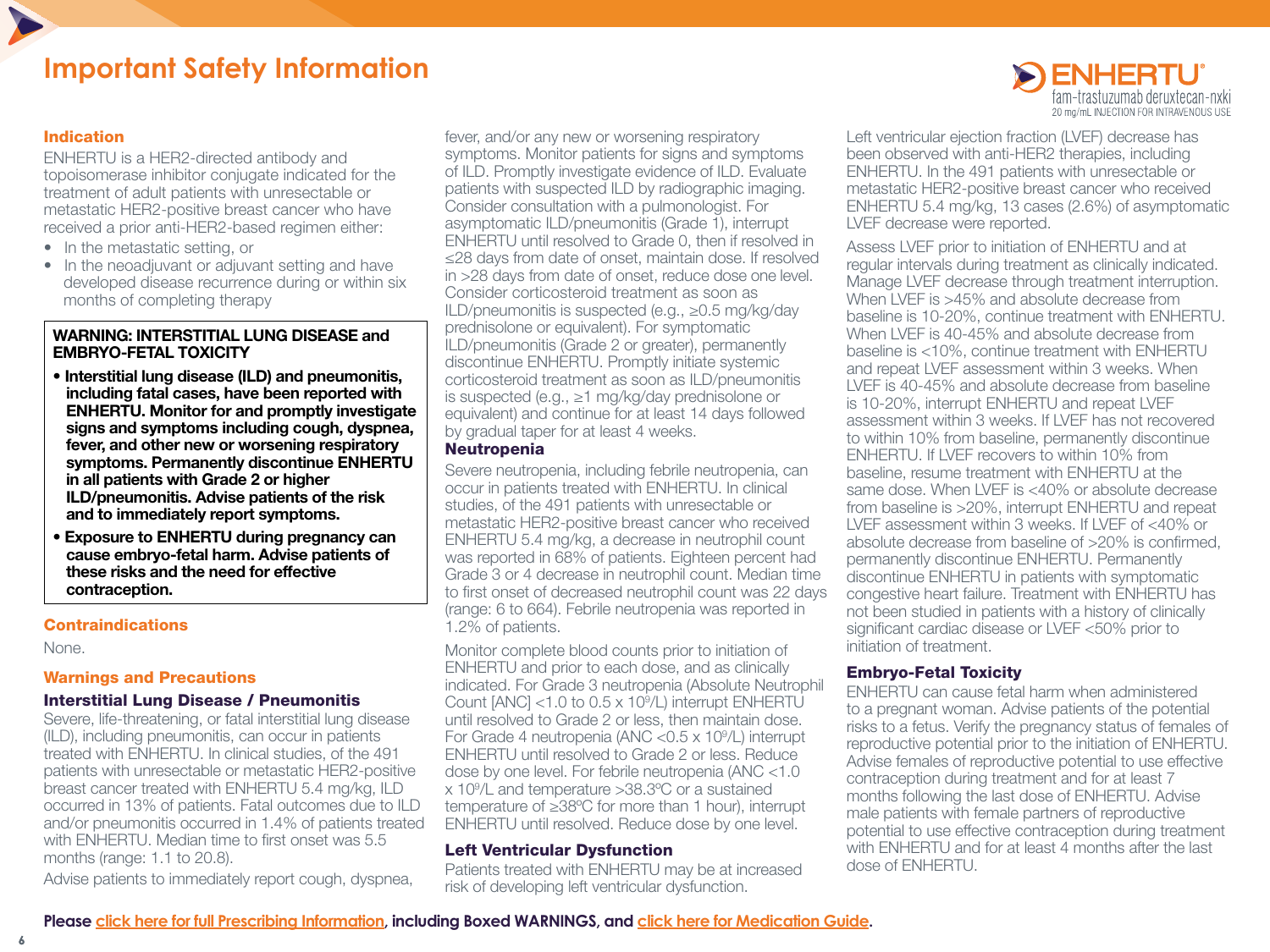# Important Safety Information

ENHERTU® fam-trastuzumab deruxtecan-nxki 20 mg/mL INJECTION FOR INTRAVENOUS USE

## Indication

ENHERTU is a HER2-directed antibody and topoisomerase inhibitor conjugate indicated for the treatment of adult patients with unresectable or metastatic HER2-positive breast cancer who have received a prior anti-HER2-based regimen either:

- In the metastatic setting, or
- In the neoadjuvant or adjuvant setting and have developed disease recurrence during or within six months of completing therapy

**WARNING: INTERSTITIAL LUNG DISEASE and EMBRYO-FETAL TOXICITY**

- **Interstitial lung disease (ILD) and pneumonitis, including fatal cases, have been reported with ENHERTU. Monitor for and promptly investigate signs and symptoms including cough, dyspnea, fever, and other new or worsening respiratory symptoms. Permanently discontinue ENHERTU in all patients with Grade 2 or higher ILD/pneumonitis. Advise patients of the risk and to immediately report symptoms.**
- **Exposure to ENHERTU during pregnancy can cause embryo-fetal harm. Advise patients of these risks and the need for effective contraception.**

## Contraindications

None.

## Warnings and Precautions

### Interstitial Lung Disease / Pneumonitis

Severe, life-threatening, or fatal interstitial lung disease (ILD), including pneumonitis, can occur in patients treated with ENHERTU. In clinical studies, of the 491 patients with unresectable or metastatic HER2-positive breast cancer treated with ENHERTU 5.4 mg/kg, ILD occurred in 13% of patients. Fatal outcomes due to ILD and/or pneumonitis occurred in 1.4% of patients treated with ENHERTU. Median time to first onset was 5.5 months (range: 1.1 to 20.8).

Advise patients to immediately report cough, dyspnea, fever, and/or any new or worsening respiratory symptoms. Monitor patients for signs and symptoms of ILD. Promptly investigate evidence of ILD. Evaluate patients with suspected ILD by radiographic imaging. Consider consultation with a pulmonologist. For asymptomatic ILD/pneumonitis (Grade 1), interrupt ENHERTU until resolved to Grade 0, then if resolved in ≤28 days from date of onset, maintain dose. If resolved in >28 days from date of onset, reduce dose one level. Consider corticosteroid treatment as soon as ILD/pneumonitis is suspected (e.g., ≥0.5 mg/kg/day prednisolone or equivalent). For symptomatic ILD/pneumonitis (Grade 2 or greater), permanently discontinue ENHERTU. Promptly initiate systemic corticosteroid treatment as soon as ILD/pneumonitis is suspected (e.g., ≥1 mg/kg/day prednisolone or equivalent) and continue for at least 14 days followed by gradual taper for at least 4 weeks.

### Neutropenia

Severe neutropenia, including febrile neutropenia, can occur in patients treated with ENHERTU. In clinical studies, of the 491 patients with unresectable or metastatic HER2-positive breast cancer who received ENHERTU 5.4 mg/kg, a decrease in neutrophil count was reported in 68% of patients. Eighteen percent had Grade 3 or 4 decrease in neutrophil count. Median time to first onset of decreased neutrophil count was 22 days (range: 6 to 664). Febrile neutropenia was reported in 1.2% of patients.

Monitor complete blood counts prior to initiation of ENHERTU and prior to each dose, and as clinically indicated. For Grade 3 neutropenia (Absolute Neutrophil Count [ANC] <1.0 to 0.5 x $10^9$/L) interrupt ENHERTU until resolved to Grade 2 or less, then maintain dose. For Grade 4 neutropenia (ANC <0.5 x $10^9$/L) interrupt ENHERTU until resolved to Grade 2 or less. Reduce dose by one level. For febrile neutropenia (ANC <1.0 x $10^9$/L and temperature >38.3ºC or a sustained temperature of ≥38ºC for more than 1 hour), interrupt ENHERTU until resolved. Reduce dose by one level.

### Left Ventricular Dysfunction

Patients treated with ENHERTU may be at increased risk of developing left ventricular dysfunction.

Left ventricular ejection fraction (LVEF) decrease has been observed with anti-HER2 therapies, including ENHERTU. In the 491 patients with unresectable or metastatic HER2-positive breast cancer who received ENHERTU 5.4 mg/kg, 13 cases (2.6%) of asymptomatic LVEF decrease were reported.

Assess LVEF prior to initiation of ENHERTU and at regular intervals during treatment as clinically indicated. Manage LVEF decrease through treatment interruption. When LVEF is >45% and absolute decrease from baseline is 10-20%, continue treatment with ENHERTU. When LVEF is 40-45% and absolute decrease from baseline is <10%, continue treatment with ENHERTU and repeat LVEF assessment within 3 weeks. When LVEF is 40-45% and absolute decrease from baseline is 10-20%, interrupt ENHERTU and repeat LVEF assessment within 3 weeks. If LVEF has not recovered to within 10% from baseline, permanently discontinue ENHERTU. If LVEF recovers to within 10% from baseline, resume treatment with ENHERTU at the same dose. When LVEF is <40% or absolute decrease from baseline is >20%, interrupt ENHERTU and repeat LVEF assessment within 3 weeks. If LVEF of <40% or absolute decrease from baseline of >20% is confirmed, permanently discontinue ENHERTU. Permanently discontinue ENHERTU in patients with symptomatic congestive heart failure. Treatment with ENHERTU has not been studied in patients with a history of clinically significant cardiac disease or LVEF <50% prior to initiation of treatment.

### Embryo-Fetal Toxicity

ENHERTU can cause fetal harm when administered to a pregnant woman. Advise patients of the potential risks to a fetus. Verify the pregnancy status of females of reproductive potential prior to the initiation of ENHERTU. Advise females of reproductive potential to use effective contraception during treatment and for at least 7 months following the last dose of ENHERTU. Advise male patients with female partners of reproductive potential to use effective contraception during treatment with ENHERTU and for at least 4 months after the last dose of ENHERTU.

**Please click here for full Prescribing Information, including Boxed WARNINGS, and click here for Medication Guide.**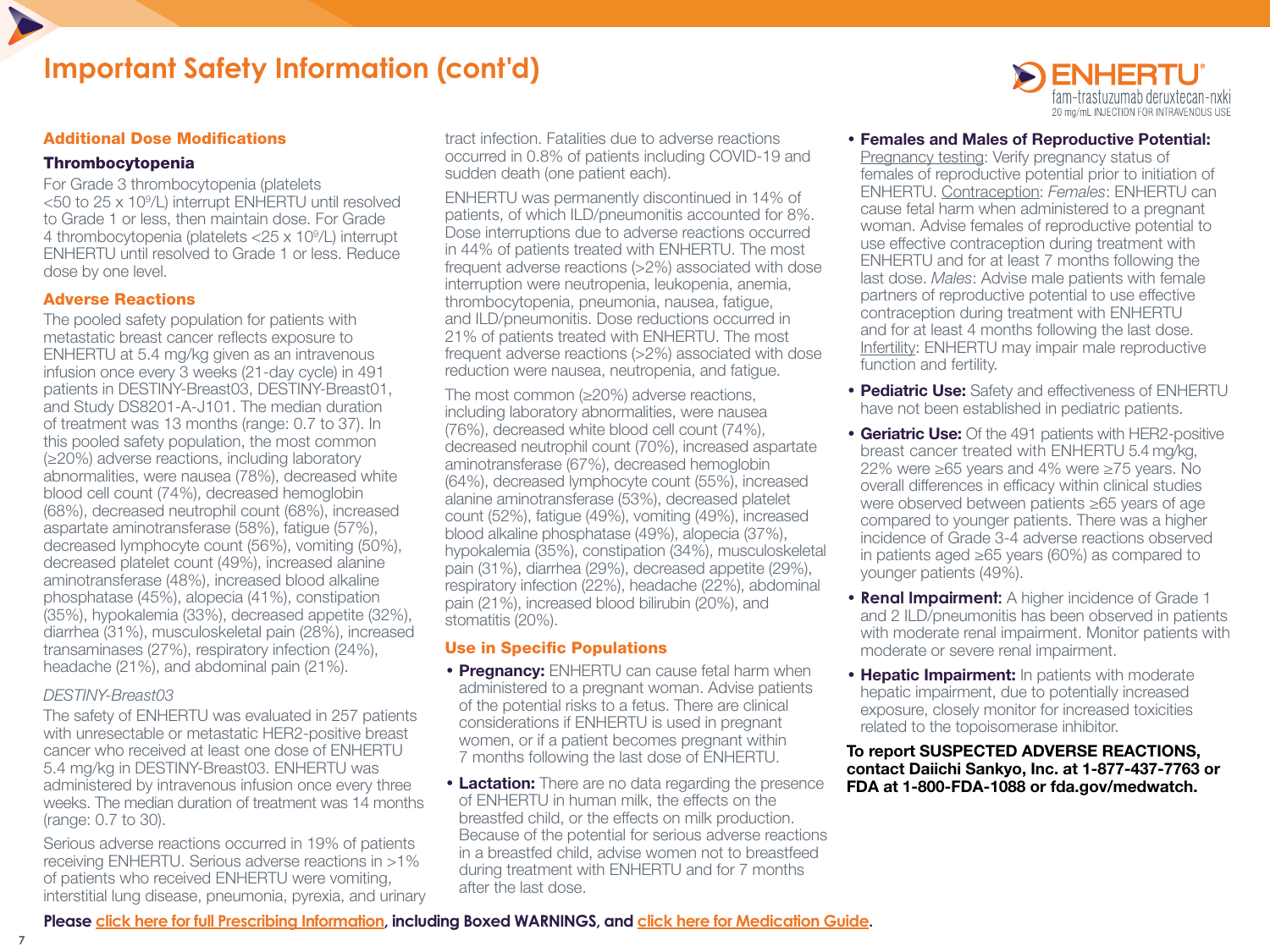# Important Safety Information (cont'd)

## Additional Dose Modifications

### Thrombocytopenia

For Grade 3 thrombocytopenia (platelets <50 to 25 x $10^9$/L) interrupt ENHERTU until resolved to Grade 1 or less, then maintain dose. For Grade 4 thrombocytopenia (platelets <25 x $10^9$/L) interrupt ENHERTU until resolved to Grade 1 or less. Reduce dose by one level.

## Adverse Reactions

The pooled safety population for patients with metastatic breast cancer reflects exposure to ENHERTU at 5.4 mg/kg given as an intravenous infusion once every 3 weeks (21-day cycle) in 491 patients in DESTINY-Breast03, DESTINY-Breast01, and Study DS8201-A-J101. The median duration of treatment was 13 months (range: 0.7 to 37). In this pooled safety population, the most common (≥20%) adverse reactions, including laboratory abnormalities, were nausea (78%), decreased white blood cell count (74%), decreased hemoglobin (68%), decreased neutrophil count (68%), increased aspartate aminotransferase (58%), fatigue (57%), decreased lymphocyte count (56%), vomiting (50%), decreased platelet count (49%), increased alanine aminotransferase (48%), increased blood alkaline phosphatase (45%), alopecia (41%), constipation (35%), hypokalemia (33%), decreased appetite (32%), diarrhea (31%), musculoskeletal pain (28%), increased transaminases (27%), respiratory infection (24%), headache (21%), and abdominal pain (21%).

*DESTINY-Breast03*

The safety of ENHERTU was evaluated in 257 patients with unresectable or metastatic HER2-positive breast cancer who received at least one dose of ENHERTU 5.4 mg/kg in DESTINY-Breast03. ENHERTU was administered by intravenous infusion once every three weeks. The median duration of treatment was 14 months (range: 0.7 to 30).

Serious adverse reactions occurred in 19% of patients receiving ENHERTU. Serious adverse reactions in >1% of patients who received ENHERTU were vomiting, interstitial lung disease, pneumonia, pyrexia, and urinary tract infection. Fatalities due to adverse reactions occurred in 0.8% of patients including COVID-19 and sudden death (one patient each).

ENHERTU was permanently discontinued in 14% of patients, of which ILD/pneumonitis accounted for 8%. Dose interruptions due to adverse reactions occurred in 44% of patients treated with ENHERTU. The most frequent adverse reactions (>2%) associated with dose interruption were neutropenia, leukopenia, anemia, thrombocytopenia, pneumonia, nausea, fatigue, and ILD/pneumonitis. Dose reductions occurred in 21% of patients treated with ENHERTU. The most frequent adverse reactions (>2%) associated with dose reduction were nausea, neutropenia, and fatigue.

The most common (≥20%) adverse reactions, including laboratory abnormalities, were nausea (76%), decreased white blood cell count (74%), decreased neutrophil count (70%), increased aspartate aminotransferase (67%), decreased hemoglobin (64%), decreased lymphocyte count (55%), increased alanine aminotransferase (53%), decreased platelet count (52%), fatigue (49%), vomiting (49%), increased blood alkaline phosphatase (49%), alopecia (37%), hypokalemia (35%), constipation (34%), musculoskeletal pain (31%), diarrhea (29%), decreased appetite (29%), respiratory infection (22%), headache (22%), abdominal pain (21%), increased blood bilirubin (20%), and stomatitis (20%).

## Use in Specific Populations

- **Pregnancy:** ENHERTU can cause fetal harm when administered to a pregnant woman. Advise patients of the potential risks to a fetus. There are clinical considerations if ENHERTU is used in pregnant women, or if a patient becomes pregnant within 7 months following the last dose of ENHERTU.
- **Lactation:** There are no data regarding the presence of ENHERTU in human milk, the effects on the breastfed child, or the effects on milk production. Because of the potential for serious adverse reactions in a breastfed child, advise women not to breastfeed during treatment with ENHERTU and for 7 months after the last dose.
- **Females and Males of Reproductive Potential:** Pregnancy testing: Verify pregnancy status of females of reproductive potential prior to initiation of ENHERTU. Contraception: *Females*: ENHERTU can cause fetal harm when administered to a pregnant woman. Advise females of reproductive potential to use effective contraception during treatment with ENHERTU and for at least 7 months following the last dose. *Males*: Advise male patients with female partners of reproductive potential to use effective contraception during treatment with ENHERTU and for at least 4 months following the last dose. Infertility: ENHERTU may impair male reproductive function and fertility.
- **Pediatric Use:** Safety and effectiveness of ENHERTU have not been established in pediatric patients.
- **Geriatric Use:** Of the 491 patients with HER2-positive breast cancer treated with ENHERTU 5.4 mg/kg, 22% were ≥65 years and 4% were ≥75 years. No overall differences in efficacy within clinical studies were observed between patients ≥65 years of age compared to younger patients. There was a higher incidence of Grade 3-4 adverse reactions observed in patients aged ≥65 years (60%) as compared to younger patients (49%).
- **Renal Impairment:** A higher incidence of Grade 1 and 2 ILD/pneumonitis has been observed in patients with moderate renal impairment. Monitor patients with moderate or severe renal impairment.
- **Hepatic Impairment:** In patients with moderate hepatic impairment, due to potentially increased exposure, closely monitor for increased toxicities related to the topoisomerase inhibitor.

**To report SUSPECTED ADVERSE REACTIONS, contact Daiichi Sankyo, Inc. at 1-877-437-7763 or FDA at 1-800-FDA-1088 or fda.gov/medwatch.**

**Please click here for full Prescribing Information, including Boxed WARNINGS, and click here for Medication Guide.**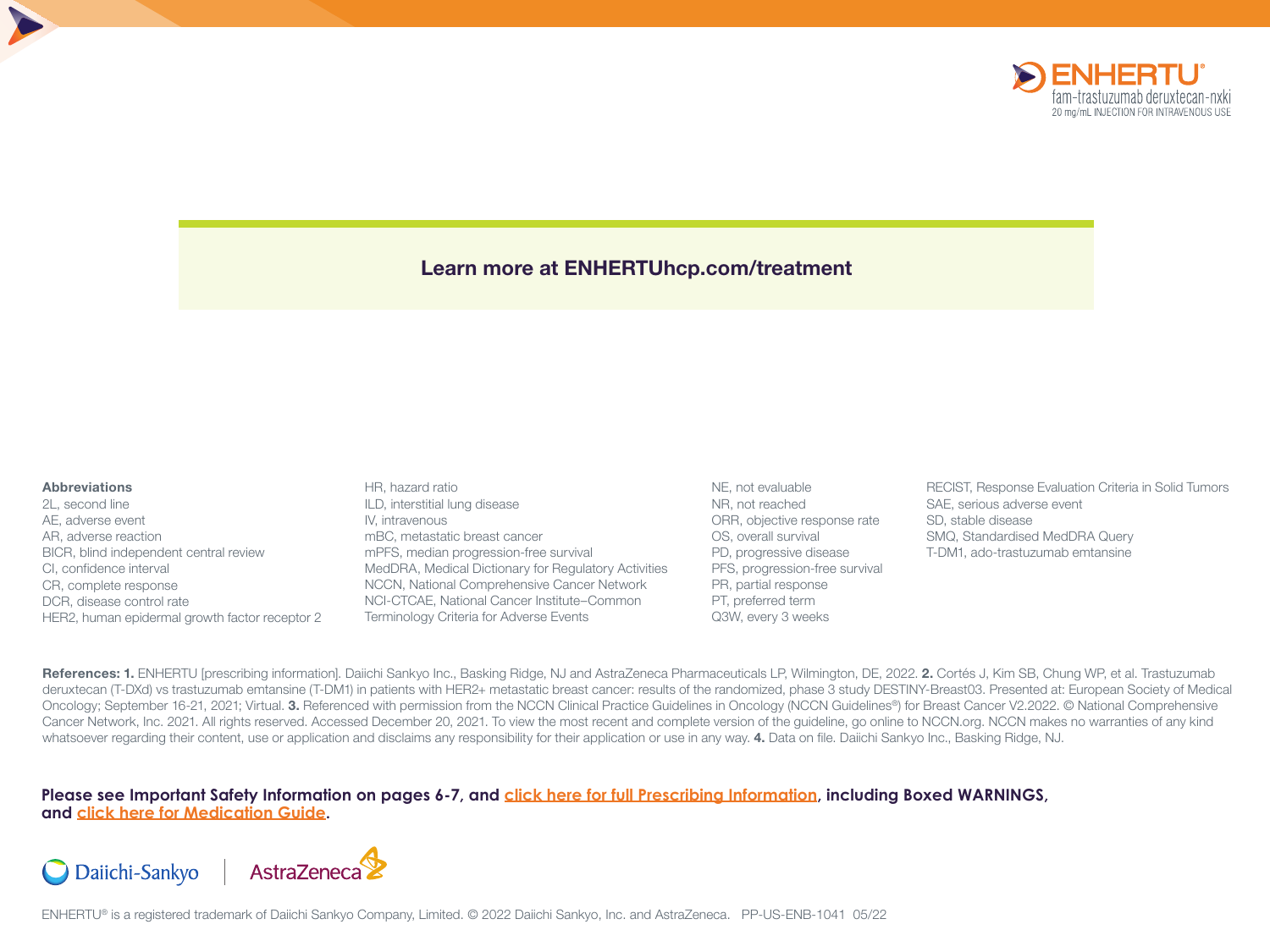ENHERTU®
fam-trastuzumab deruxtecan-nxki
20 mg/mL INJECTION FOR INTRAVENOUS USE

**Learn more at ENHERTUhcp.com/treatment**

**Abbreviations**

2L, second line
AE, adverse event
AR, adverse reaction
BICR, blind independent central review
CI, confidence interval
CR, complete response
DCR, disease control rate
HER2, human epidermal growth factor receptor 2
HR, hazard ratio
ILD, interstitial lung disease
IV, intravenous
mBC, metastatic breast cancer
mPFS, median progression-free survival
MedDRA, Medical Dictionary for Regulatory Activities
NCCN, National Comprehensive Cancer Network
NCI-CTCAE, National Cancer Institute–Common Terminology Criteria for Adverse Events
NE, not evaluable
NR, not reached
ORR, objective response rate
OS, overall survival
PD, progressive disease
PFS, progression-free survival
PR, partial response
PT, preferred term
Q3W, every 3 weeks
RECIST, Response Evaluation Criteria in Solid Tumors
SAE, serious adverse event
SD, stable disease
SMQ, Standardised MedDRA Query
T-DM1, ado-trastuzumab emtansine

**References: 1.** ENHERTU [prescribing information]. Daiichi Sankyo Inc., Basking Ridge, NJ and AstraZeneca Pharmaceuticals LP, Wilmington, DE, 2022. **2.** Cortés J, Kim SB, Chung WP, et al. Trastuzumab deruxtecan (T-DXd) vs trastuzumab emtansine (T-DM1) in patients with HER2+ metastatic breast cancer: results of the randomized, phase 3 study DESTINY-Breast03. Presented at: European Society of Medical Oncology; September 16-21, 2021; Virtual. **3.** Referenced with permission from the NCCN Clinical Practice Guidelines in Oncology (NCCN Guidelines®) for Breast Cancer V2.2022. © National Comprehensive Cancer Network, Inc. 2021. All rights reserved. Accessed December 20, 2021. To view the most recent and complete version of the guideline, go online to NCCN.org. NCCN makes no warranties of any kind whatsoever regarding their content, use or application and disclaims any responsibility for their application or use in any way. **4.** Data on file. Daiichi Sankyo Inc., Basking Ridge, NJ.

**Please see Important Safety Information on pages 6-7, and click here for full Prescribing Information, including Boxed WARNINGS, and click here for Medication Guide.**

Daiichi-Sankyo | AstraZeneca

ENHERTU® is a registered trademark of Daiichi Sankyo Company, Limited. © 2022 Daiichi Sankyo, Inc. and AstraZeneca. PP-US-ENB-1041 05/22